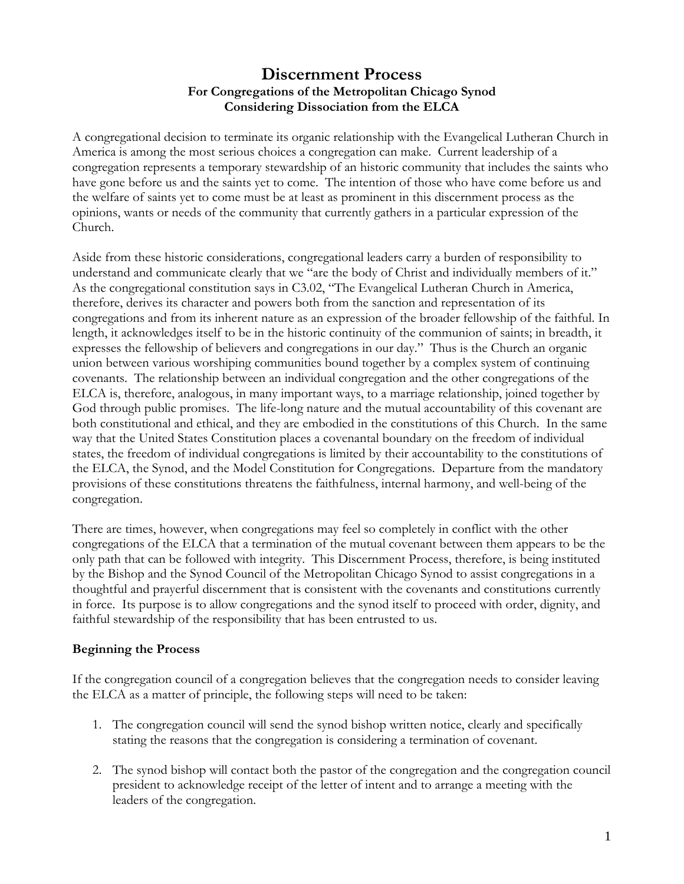# Discernment Process

## For Congregations of the Metropolitan Chicago Synod Considering Dissociation from the ELCA

A congregational decision to terminate its organic relationship with the Evangelical Lutheran Church in America is among the most serious choices a congregation can make. Current leadership of a congregation represents a temporary stewardship of an historic community that includes the saints who have gone before us and the saints yet to come. The intention of those who have come before us and the welfare of saints yet to come must be at least as prominent in this discernment process as the opinions, wants or needs of the community that currently gathers in a particular expression of the Church.

Aside from these historic considerations, congregational leaders carry a burden of responsibility to understand and communicate clearly that we "are the body of Christ and individually members of it." As the congregational constitution says in C3.02, "The Evangelical Lutheran Church in America, therefore, derives its character and powers both from the sanction and representation of its congregations and from its inherent nature as an expression of the broader fellowship of the faithful. In length, it acknowledges itself to be in the historic continuity of the communion of saints; in breadth, it expresses the fellowship of believers and congregations in our day." Thus is the Church an organic union between various worshiping communities bound together by a complex system of continuing covenants. The relationship between an individual congregation and the other congregations of the ELCA is, therefore, analogous, in many important ways, to a marriage relationship, joined together by God through public promises. The life-long nature and the mutual accountability of this covenant are both constitutional and ethical, and they are embodied in the constitutions of this Church. In the same way that the United States Constitution places a covenantal boundary on the freedom of individual states, the freedom of individual congregations is limited by their accountability to the constitutions of the ELCA, the Synod, and the Model Constitution for Congregations. Departure from the mandatory provisions of these constitutions threatens the faithfulness, internal harmony, and well-being of the congregation.

There are times, however, when congregations may feel so completely in conflict with the other congregations of the ELCA that a termination of the mutual covenant between them appears to be the only path that can be followed with integrity. This Discernment Process, therefore, is being instituted by the Bishop and the Synod Council of the Metropolitan Chicago Synod to assist congregations in a thoughtful and prayerful discernment that is consistent with the covenants and constitutions currently in force. Its purpose is to allow congregations and the synod itself to proceed with order, dignity, and faithful stewardship of the responsibility that has been entrusted to us.

### Beginning the Process

If the congregation council of a congregation believes that the congregation needs to consider leaving the ELCA as a matter of principle, the following steps will need to be taken:

1. The congregation council will send the synod bishop written notice, clearly and specifically stating the reasons that the congregation is considering a termination of covenant.

2. The synod bishop will contact both the pastor of the congregation and the congregation council president to acknowledge receipt of the letter of intent and to arrange a meeting with the leaders of the congregation.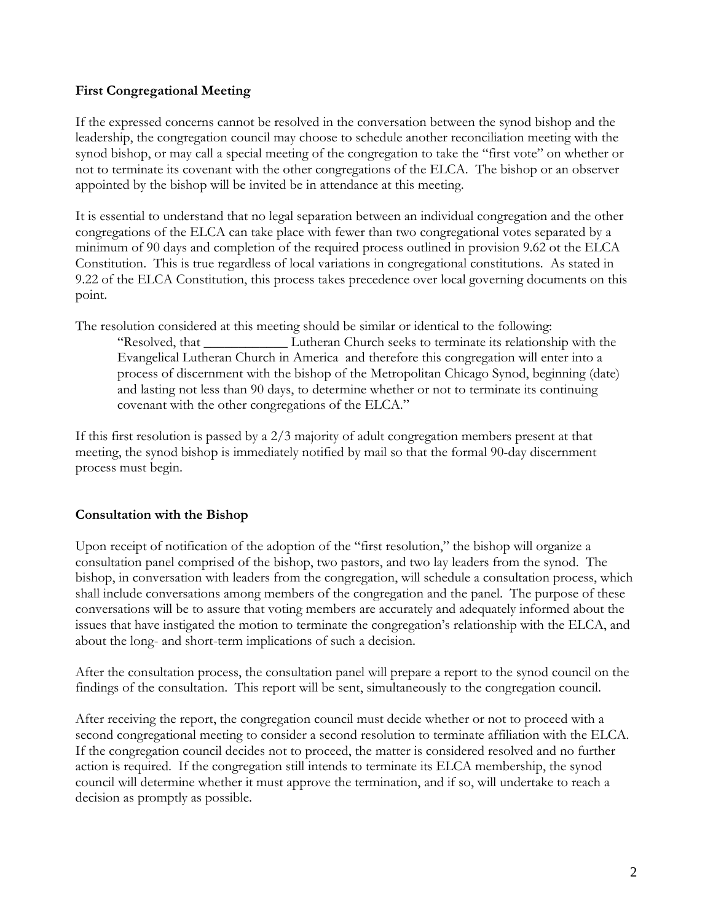**First Congregational Meeting**

If the expressed concerns cannot be resolved in the conversation between the synod bishop and the leadership, the congregation council may choose to schedule another reconciliation meeting with the synod bishop, or may call a special meeting of the congregation to take the "first vote" on whether or not to terminate its covenant with the other congregations of the ELCA. The bishop or an observer appointed by the bishop will be invited be in attendance at this meeting.

It is essential to understand that no legal separation between an individual congregation and the other congregations of the ELCA can take place with fewer than two congregational votes separated by a minimum of 90 days and completion of the required process outlined in provision 9.62 ot the ELCA Constitution. This is true regardless of local variations in congregational constitutions. As stated in 9.22 of the ELCA Constitution, this process takes precedence over local governing documents on this point.

The resolution considered at this meeting should be similar or identical to the following:

> "Resolved, that ____________ Lutheran Church seeks to terminate its relationship with the Evangelical Lutheran Church in America and therefore this congregation will enter into a process of discernment with the bishop of the Metropolitan Chicago Synod, beginning (date) and lasting not less than 90 days, to determine whether or not to terminate its continuing covenant with the other congregations of the ELCA."

If this first resolution is passed by a 2/3 majority of adult congregation members present at that meeting, the synod bishop is immediately notified by mail so that the formal 90-day discernment process must begin.

**Consultation with the Bishop**

Upon receipt of notification of the adoption of the "first resolution," the bishop will organize a consultation panel comprised of the bishop, two pastors, and two lay leaders from the synod. The bishop, in conversation with leaders from the congregation, will schedule a consultation process, which shall include conversations among members of the congregation and the panel. The purpose of these conversations will be to assure that voting members are accurately and adequately informed about the issues that have instigated the motion to terminate the congregation's relationship with the ELCA, and about the long- and short-term implications of such a decision.

After the consultation process, the consultation panel will prepare a report to the synod council on the findings of the consultation. This report will be sent, simultaneously to the congregation council.

After receiving the report, the congregation council must decide whether or not to proceed with a second congregational meeting to consider a second resolution to terminate affiliation with the ELCA. If the congregation council decides not to proceed, the matter is considered resolved and no further action is required. If the congregation still intends to terminate its ELCA membership, the synod council will determine whether it must approve the termination, and if so, will undertake to reach a decision as promptly as possible.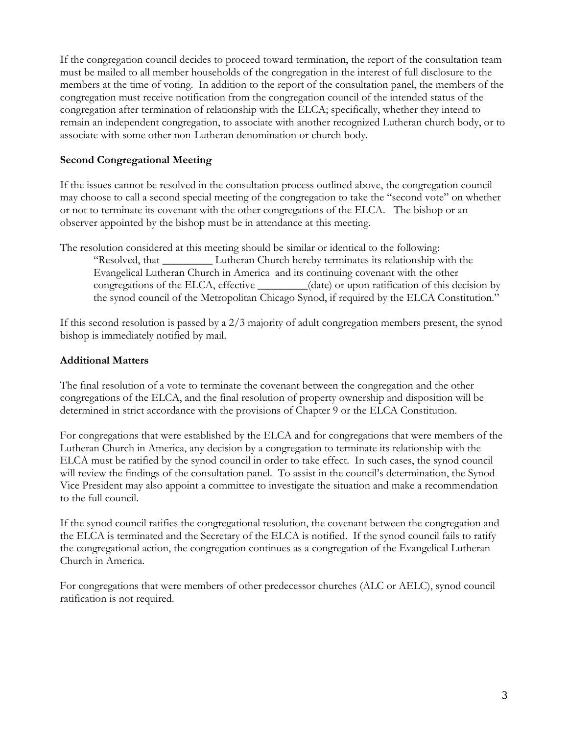If the congregation council decides to proceed toward termination, the report of the consultation team must be mailed to all member households of the congregation in the interest of full disclosure to the members at the time of voting. In addition to the report of the consultation panel, the members of the congregation must receive notification from the congregation council of the intended status of the congregation after termination of relationship with the ELCA; specifically, whether they intend to remain an independent congregation, to associate with another recognized Lutheran church body, or to associate with some other non-Lutheran denomination or church body.

**Second Congregational Meeting**

If the issues cannot be resolved in the consultation process outlined above, the congregation council may choose to call a second special meeting of the congregation to take the "second vote" on whether or not to terminate its covenant with the other congregations of the ELCA. The bishop or an observer appointed by the bishop must be in attendance at this meeting.

The resolution considered at this meeting should be similar or identical to the following:

> "Resolved, that _________ Lutheran Church hereby terminates its relationship with the Evangelical Lutheran Church in America and its continuing covenant with the other congregations of the ELCA, effective _________(date) or upon ratification of this decision by the synod council of the Metropolitan Chicago Synod, if required by the ELCA Constitution."

If this second resolution is passed by a 2/3 majority of adult congregation members present, the synod bishop is immediately notified by mail.

**Additional Matters**

The final resolution of a vote to terminate the covenant between the congregation and the other congregations of the ELCA, and the final resolution of property ownership and disposition will be determined in strict accordance with the provisions of Chapter 9 or the ELCA Constitution.

For congregations that were established by the ELCA and for congregations that were members of the Lutheran Church in America, any decision by a congregation to terminate its relationship with the ELCA must be ratified by the synod council in order to take effect. In such cases, the synod council will review the findings of the consultation panel. To assist in the council's determination, the Synod Vice President may also appoint a committee to investigate the situation and make a recommendation to the full council.

If the synod council ratifies the congregational resolution, the covenant between the congregation and the ELCA is terminated and the Secretary of the ELCA is notified. If the synod council fails to ratify the congregational action, the congregation continues as a congregation of the Evangelical Lutheran Church in America.

For congregations that were members of other predecessor churches (ALC or AELC), synod council ratification is not required.